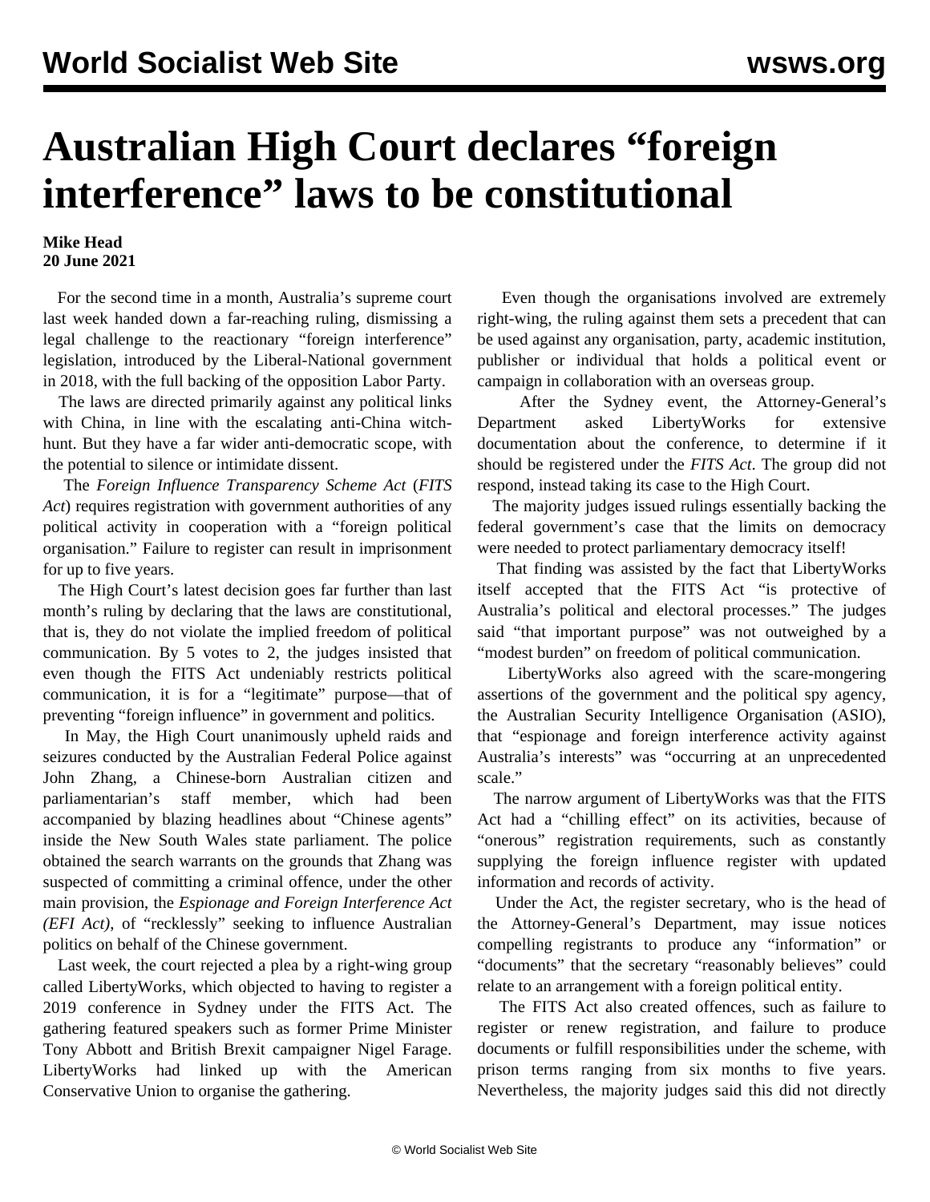# Australian High Court declares "foreign interference" laws to be constitutional

**Mike Head**
**20 June 2021**

For the second time in a month, Australia's supreme court last week handed down a far-reaching ruling, dismissing a legal challenge to the reactionary "foreign interference" legislation, introduced by the Liberal-National government in 2018, with the full backing of the opposition Labor Party.

The laws are directed primarily against any political links with China, in line with the escalating anti-China witch-hunt. But they have a far wider anti-democratic scope, with the potential to silence or intimidate dissent.

The *Foreign Influence Transparency Scheme Act* (*FITS Act*) requires registration with government authorities of any political activity in cooperation with a "foreign political organisation." Failure to register can result in imprisonment for up to five years.

The High Court's latest decision goes far further than last month's ruling by declaring that the laws are constitutional, that is, they do not violate the implied freedom of political communication. By 5 votes to 2, the judges insisted that even though the FITS Act undeniably restricts political communication, it is for a "legitimate" purpose—that of preventing "foreign influence" in government and politics.

In May, the High Court unanimously upheld raids and seizures conducted by the Australian Federal Police against John Zhang, a Chinese-born Australian citizen and parliamentarian's staff member, which had been accompanied by blazing headlines about "Chinese agents" inside the New South Wales state parliament. The police obtained the search warrants on the grounds that Zhang was suspected of committing a criminal offence, under the other main provision, the *Espionage and Foreign Interference Act (EFI Act),* of "recklessly" seeking to influence Australian politics on behalf of the Chinese government.

Last week, the court rejected a plea by a right-wing group called LibertyWorks, which objected to having to register a 2019 conference in Sydney under the FITS Act. The gathering featured speakers such as former Prime Minister Tony Abbott and British Brexit campaigner Nigel Farage. LibertyWorks had linked up with the American Conservative Union to organise the gathering.

Even though the organisations involved are extremely right-wing, the ruling against them sets a precedent that can be used against any organisation, party, academic institution, publisher or individual that holds a political event or campaign in collaboration with an overseas group.

After the Sydney event, the Attorney-General's Department asked LibertyWorks for extensive documentation about the conference, to determine if it should be registered under the *FITS Act*. The group did not respond, instead taking its case to the High Court.

The majority judges issued rulings essentially backing the federal government's case that the limits on democracy were needed to protect parliamentary democracy itself!

That finding was assisted by the fact that LibertyWorks itself accepted that the FITS Act "is protective of Australia's political and electoral processes." The judges said "that important purpose" was not outweighed by a "modest burden" on freedom of political communication.

LibertyWorks also agreed with the scare-mongering assertions of the government and the political spy agency, the Australian Security Intelligence Organisation (ASIO), that "espionage and foreign interference activity against Australia's interests" was "occurring at an unprecedented scale."

The narrow argument of LibertyWorks was that the FITS Act had a "chilling effect" on its activities, because of "onerous" registration requirements, such as constantly supplying the foreign influence register with updated information and records of activity.

Under the Act, the register secretary, who is the head of the Attorney-General's Department, may issue notices compelling registrants to produce any "information" or "documents" that the secretary "reasonably believes" could relate to an arrangement with a foreign political entity.

The FITS Act also created offences, such as failure to register or renew registration, and failure to produce documents or fulfill responsibilities under the scheme, with prison terms ranging from six months to five years. Nevertheless, the majority judges said this did not directly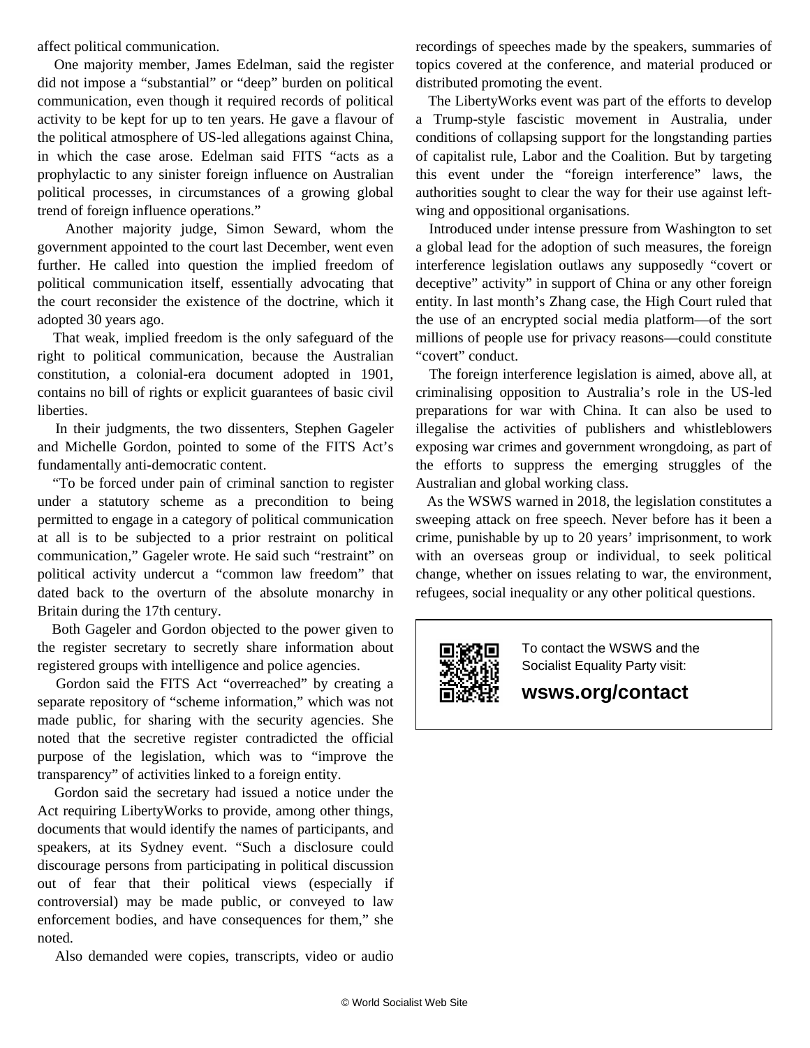affect political communication.

One majority member, James Edelman, said the register did not impose a "substantial" or "deep" burden on political communication, even though it required records of political activity to be kept for up to ten years. He gave a flavour of the political atmosphere of US-led allegations against China, in which the case arose. Edelman said FITS "acts as a prophylactic to any sinister foreign influence on Australian political processes, in circumstances of a growing global trend of foreign influence operations."

Another majority judge, Simon Seward, whom the government appointed to the court last December, went even further. He called into question the implied freedom of political communication itself, essentially advocating that the court reconsider the existence of the doctrine, which it adopted 30 years ago.

That weak, implied freedom is the only safeguard of the right to political communication, because the Australian constitution, a colonial-era document adopted in 1901, contains no bill of rights or explicit guarantees of basic civil liberties.

In their judgments, the two dissenters, Stephen Gageler and Michelle Gordon, pointed to some of the FITS Act's fundamentally anti-democratic content.

"To be forced under pain of criminal sanction to register under a statutory scheme as a precondition to being permitted to engage in a category of political communication at all is to be subjected to a prior restraint on political communication," Gageler wrote. He said such "restraint" on political activity undercut a "common law freedom" that dated back to the overturn of the absolute monarchy in Britain during the 17th century.

Both Gageler and Gordon objected to the power given to the register secretary to secretly share information about registered groups with intelligence and police agencies.

Gordon said the FITS Act "overreached" by creating a separate repository of "scheme information," which was not made public, for sharing with the security agencies. She noted that the secretive register contradicted the official purpose of the legislation, which was to "improve the transparency" of activities linked to a foreign entity.

Gordon said the secretary had issued a notice under the Act requiring LibertyWorks to provide, among other things, documents that would identify the names of participants, and speakers, at its Sydney event. "Such a disclosure could discourage persons from participating in political discussion out of fear that their political views (especially if controversial) may be made public, or conveyed to law enforcement bodies, and have consequences for them," she noted.

Also demanded were copies, transcripts, video or audio recordings of speeches made by the speakers, summaries of topics covered at the conference, and material produced or distributed promoting the event.

The LibertyWorks event was part of the efforts to develop a Trump-style fascistic movement in Australia, under conditions of collapsing support for the longstanding parties of capitalist rule, Labor and the Coalition. But by targeting this event under the "foreign interference" laws, the authorities sought to clear the way for their use against left-wing and oppositional organisations.

Introduced under intense pressure from Washington to set a global lead for the adoption of such measures, the foreign interference legislation outlaws any supposedly "covert or deceptive" activity" in support of China or any other foreign entity. In last month's Zhang case, the High Court ruled that the use of an encrypted social media platform—of the sort millions of people use for privacy reasons—could constitute "covert" conduct.

The foreign interference legislation is aimed, above all, at criminalising opposition to Australia's role in the US-led preparations for war with China. It can also be used to illegalise the activities of publishers and whistleblowers exposing war crimes and government wrongdoing, as part of the efforts to suppress the emerging struggles of the Australian and global working class.

As the WSWS warned in 2018, the legislation constitutes a sweeping attack on free speech. Never before has it been a crime, punishable by up to 20 years' imprisonment, to work with an overseas group or individual, to seek political change, whether on issues relating to war, the environment, refugees, social inequality or any other political questions.

To contact the WSWS and the Socialist Equality Party visit:

**wsws.org/contact**